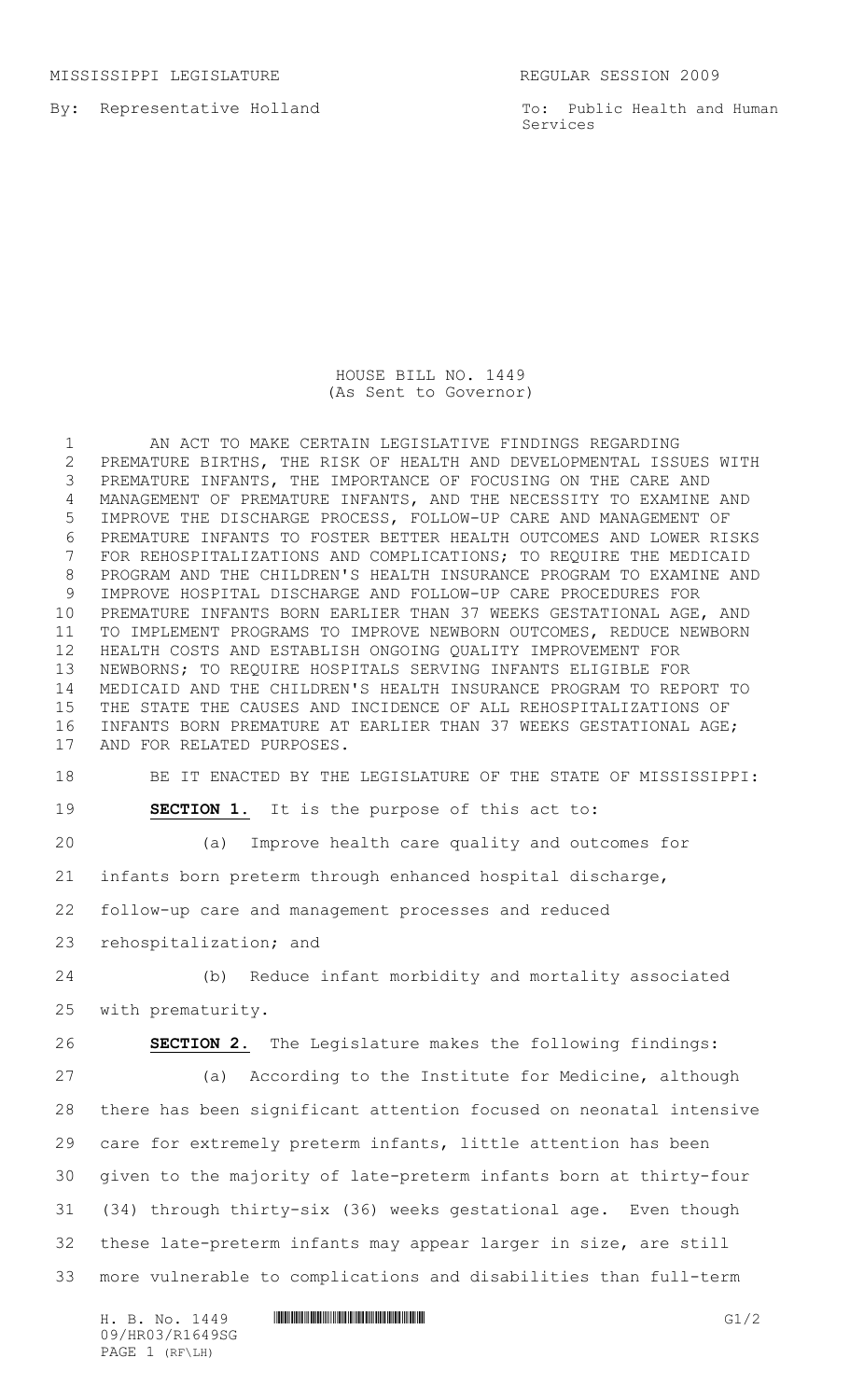MISSISSIPPI LEGISLATURE REGULAR SESSION 2009

By: Representative Holland

To: Public Health and Human Services

HOUSE BILL NO. 1449
(As Sent to Governor)

AN ACT TO MAKE CERTAIN LEGISLATIVE FINDINGS REGARDING PREMATURE BIRTHS, THE RISK OF HEALTH AND DEVELOPMENTAL ISSUES WITH PREMATURE INFANTS, THE IMPORTANCE OF FOCUSING ON THE CARE AND MANAGEMENT OF PREMATURE INFANTS, AND THE NECESSITY TO EXAMINE AND IMPROVE THE DISCHARGE PROCESS, FOLLOW-UP CARE AND MANAGEMENT OF PREMATURE INFANTS TO FOSTER BETTER HEALTH OUTCOMES AND LOWER RISKS FOR REHOSPITALIZATIONS AND COMPLICATIONS; TO REQUIRE THE MEDICAID PROGRAM AND THE CHILDREN'S HEALTH INSURANCE PROGRAM TO EXAMINE AND IMPROVE HOSPITAL DISCHARGE AND FOLLOW-UP CARE PROCEDURES FOR PREMATURE INFANTS BORN EARLIER THAN 37 WEEKS GESTATIONAL AGE, AND TO IMPLEMENT PROGRAMS TO IMPROVE NEWBORN OUTCOMES, REDUCE NEWBORN HEALTH COSTS AND ESTABLISH ONGOING QUALITY IMPROVEMENT FOR NEWBORNS; TO REQUIRE HOSPITALS SERVING INFANTS ELIGIBLE FOR MEDICAID AND THE CHILDREN'S HEALTH INSURANCE PROGRAM TO REPORT TO THE STATE THE CAUSES AND INCIDENCE OF ALL REHOSPITALIZATIONS OF INFANTS BORN PREMATURE AT EARLIER THAN 37 WEEKS GESTATIONAL AGE; AND FOR RELATED PURPOSES.

BE IT ENACTED BY THE LEGISLATURE OF THE STATE OF MISSISSIPPI:

**SECTION 1.** It is the purpose of this act to:

(a) Improve health care quality and outcomes for infants born preterm through enhanced hospital discharge, follow-up care and management processes and reduced rehospitalization; and

(b) Reduce infant morbidity and mortality associated with prematurity.

**SECTION 2.** The Legislature makes the following findings:

(a) According to the Institute for Medicine, although there has been significant attention focused on neonatal intensive care for extremely preterm infants, little attention has been given to the majority of late-preterm infants born at thirty-four (34) through thirty-six (36) weeks gestational age. Even though these late-preterm infants may appear larger in size, are still more vulnerable to complications and disabilities than full-term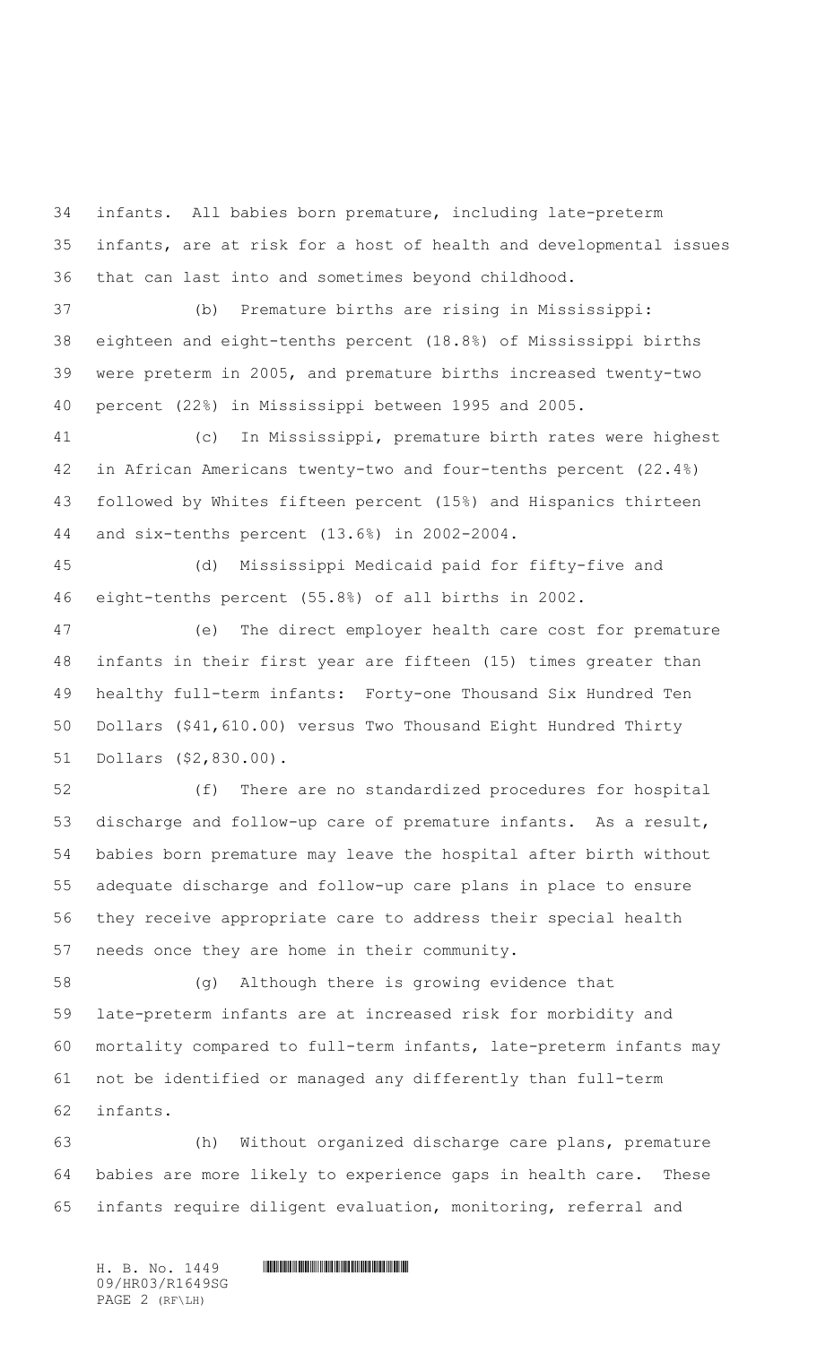infants. All babies born premature, including late-preterm infants, are at risk for a host of health and developmental issues that can last into and sometimes beyond childhood.

(b) Premature births are rising in Mississippi: eighteen and eight-tenths percent (18.8%) of Mississippi births were preterm in 2005, and premature births increased twenty-two percent (22%) in Mississippi between 1995 and 2005.

(c) In Mississippi, premature birth rates were highest in African Americans twenty-two and four-tenths percent (22.4%) followed by Whites fifteen percent (15%) and Hispanics thirteen and six-tenths percent (13.6%) in 2002-2004.

(d) Mississippi Medicaid paid for fifty-five and eight-tenths percent (55.8%) of all births in 2002.

(e) The direct employer health care cost for premature infants in their first year are fifteen (15) times greater than healthy full-term infants: Forty-one Thousand Six Hundred Ten Dollars ($41,610.00) versus Two Thousand Eight Hundred Thirty Dollars ($2,830.00).

(f) There are no standardized procedures for hospital discharge and follow-up care of premature infants. As a result, babies born premature may leave the hospital after birth without adequate discharge and follow-up care plans in place to ensure they receive appropriate care to address their special health needs once they are home in their community.

(g) Although there is growing evidence that late-preterm infants are at increased risk for morbidity and mortality compared to full-term infants, late-preterm infants may not be identified or managed any differently than full-term infants.

(h) Without organized discharge care plans, premature babies are more likely to experience gaps in health care. These infants require diligent evaluation, monitoring, referral and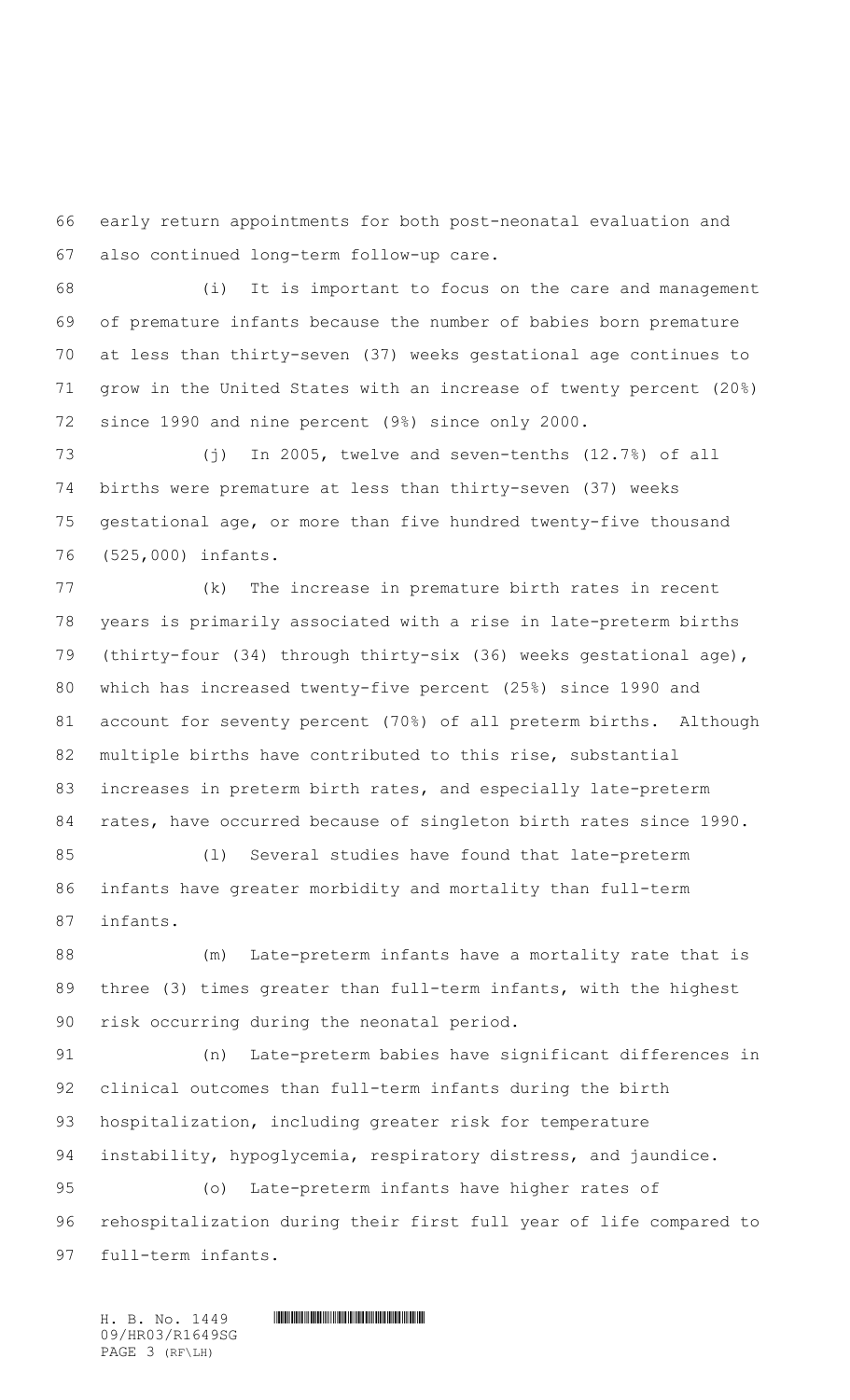early return appointments for both post-neonatal evaluation and also continued long-term follow-up care.

(i) It is important to focus on the care and management of premature infants because the number of babies born premature at less than thirty-seven (37) weeks gestational age continues to grow in the United States with an increase of twenty percent (20%) since 1990 and nine percent (9%) since only 2000.

(j) In 2005, twelve and seven-tenths (12.7%) of all births were premature at less than thirty-seven (37) weeks gestational age, or more than five hundred twenty-five thousand (525,000) infants.

(k) The increase in premature birth rates in recent years is primarily associated with a rise in late-preterm births (thirty-four (34) through thirty-six (36) weeks gestational age), which has increased twenty-five percent (25%) since 1990 and account for seventy percent (70%) of all preterm births. Although multiple births have contributed to this rise, substantial increases in preterm birth rates, and especially late-preterm rates, have occurred because of singleton birth rates since 1990.

(l) Several studies have found that late-preterm infants have greater morbidity and mortality than full-term infants.

(m) Late-preterm infants have a mortality rate that is three (3) times greater than full-term infants, with the highest risk occurring during the neonatal period.

(n) Late-preterm babies have significant differences in clinical outcomes than full-term infants during the birth hospitalization, including greater risk for temperature instability, hypoglycemia, respiratory distress, and jaundice.

(o) Late-preterm infants have higher rates of rehospitalization during their first full year of life compared to full-term infants.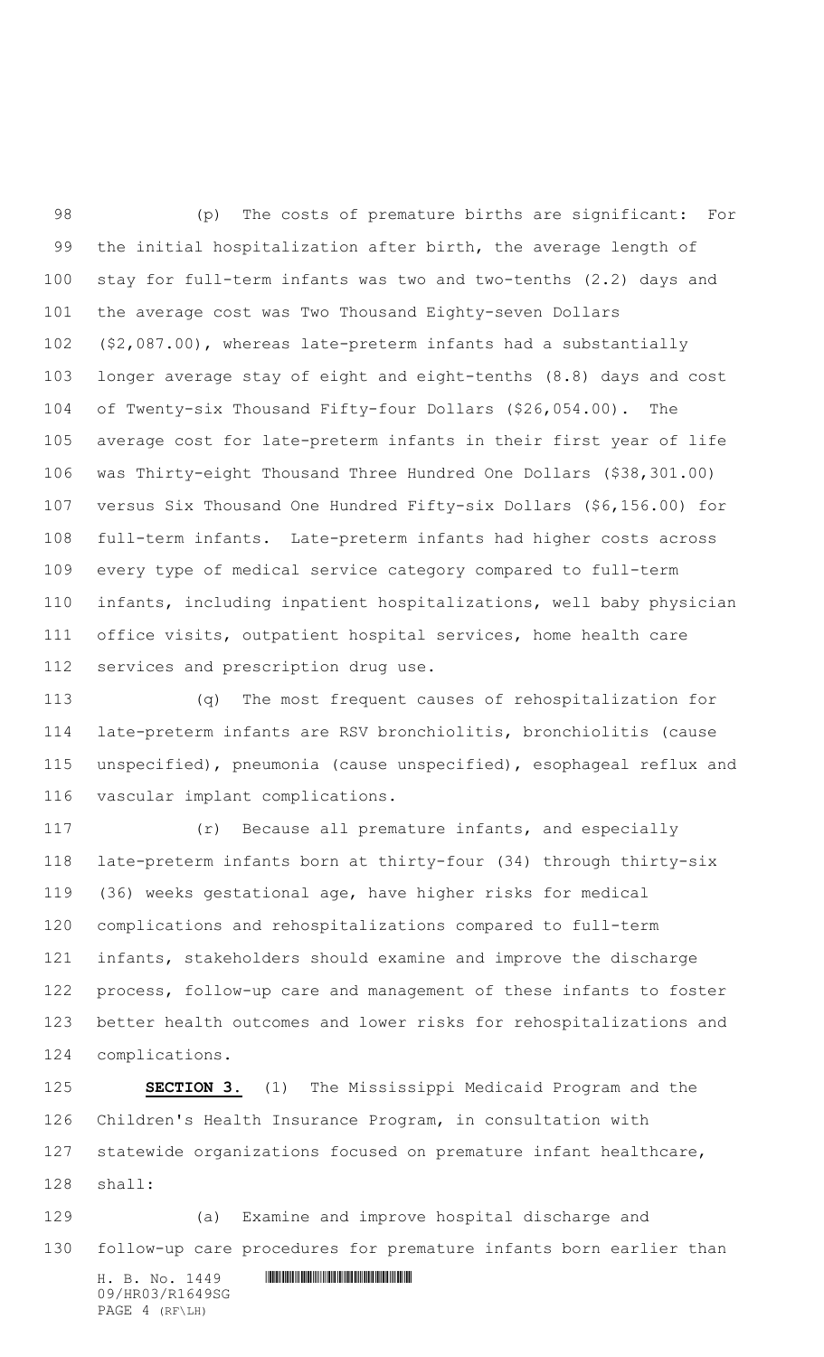(p) The costs of premature births are significant: For the initial hospitalization after birth, the average length of stay for full-term infants was two and two-tenths (2.2) days and the average cost was Two Thousand Eighty-seven Dollars ($2,087.00), whereas late-preterm infants had a substantially longer average stay of eight and eight-tenths (8.8) days and cost of Twenty-six Thousand Fifty-four Dollars ($26,054.00). The average cost for late-preterm infants in their first year of life was Thirty-eight Thousand Three Hundred One Dollars ($38,301.00) versus Six Thousand One Hundred Fifty-six Dollars ($6,156.00) for full-term infants. Late-preterm infants had higher costs across every type of medical service category compared to full-term infants, including inpatient hospitalizations, well baby physician office visits, outpatient hospital services, home health care services and prescription drug use.

(q) The most frequent causes of rehospitalization for late-preterm infants are RSV bronchiolitis, bronchiolitis (cause unspecified), pneumonia (cause unspecified), esophageal reflux and vascular implant complications.

(r) Because all premature infants, and especially late-preterm infants born at thirty-four (34) through thirty-six (36) weeks gestational age, have higher risks for medical complications and rehospitalizations compared to full-term infants, stakeholders should examine and improve the discharge process, follow-up care and management of these infants to foster better health outcomes and lower risks for rehospitalizations and complications.

**SECTION 3.** (1) The Mississippi Medicaid Program and the Children's Health Insurance Program, in consultation with statewide organizations focused on premature infant healthcare, shall:

(a) Examine and improve hospital discharge and follow-up care procedures for premature infants born earlier than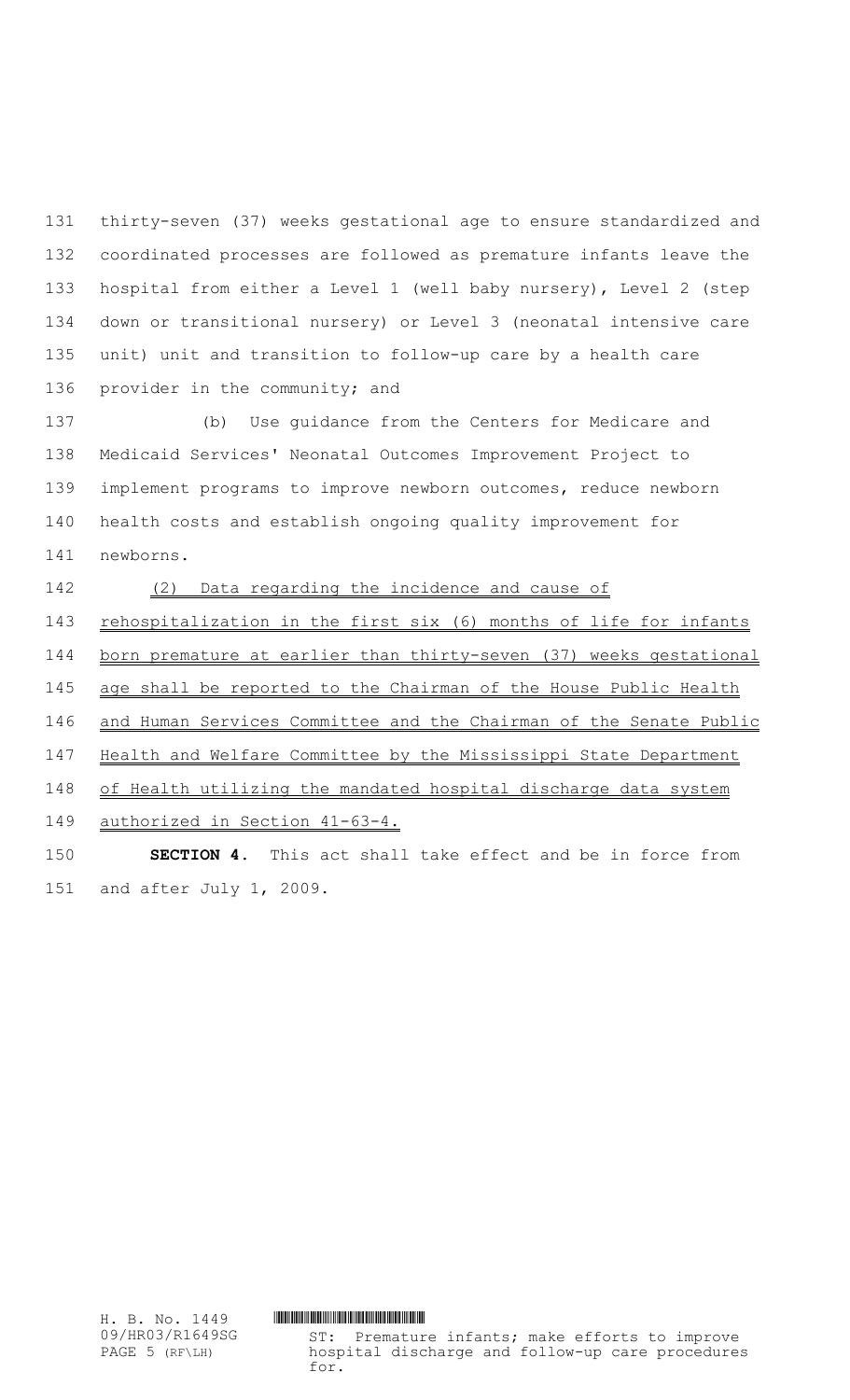thirty-seven (37) weeks gestational age to ensure standardized and coordinated processes are followed as premature infants leave the hospital from either a Level 1 (well baby nursery), Level 2 (step down or transitional nursery) or Level 3 (neonatal intensive care unit) unit and transition to follow-up care by a health care provider in the community; and

(b) Use guidance from the Centers for Medicare and Medicaid Services' Neonatal Outcomes Improvement Project to implement programs to improve newborn outcomes, reduce newborn health costs and establish ongoing quality improvement for newborns.

(2) Data regarding the incidence and cause of rehospitalization in the first six (6) months of life for infants born premature at earlier than thirty-seven (37) weeks gestational age shall be reported to the Chairman of the House Public Health and Human Services Committee and the Chairman of the Senate Public Health and Welfare Committee by the Mississippi State Department of Health utilizing the mandated hospital discharge data system authorized in Section 41-63-4.

**SECTION 4.** This act shall take effect and be in force from and after July 1, 2009.

H. B. No. 1449
09/HR03/R1649SG
PAGE 5 (RF\LH)

ST: Premature infants; make efforts to improve hospital discharge and follow-up care procedures for.